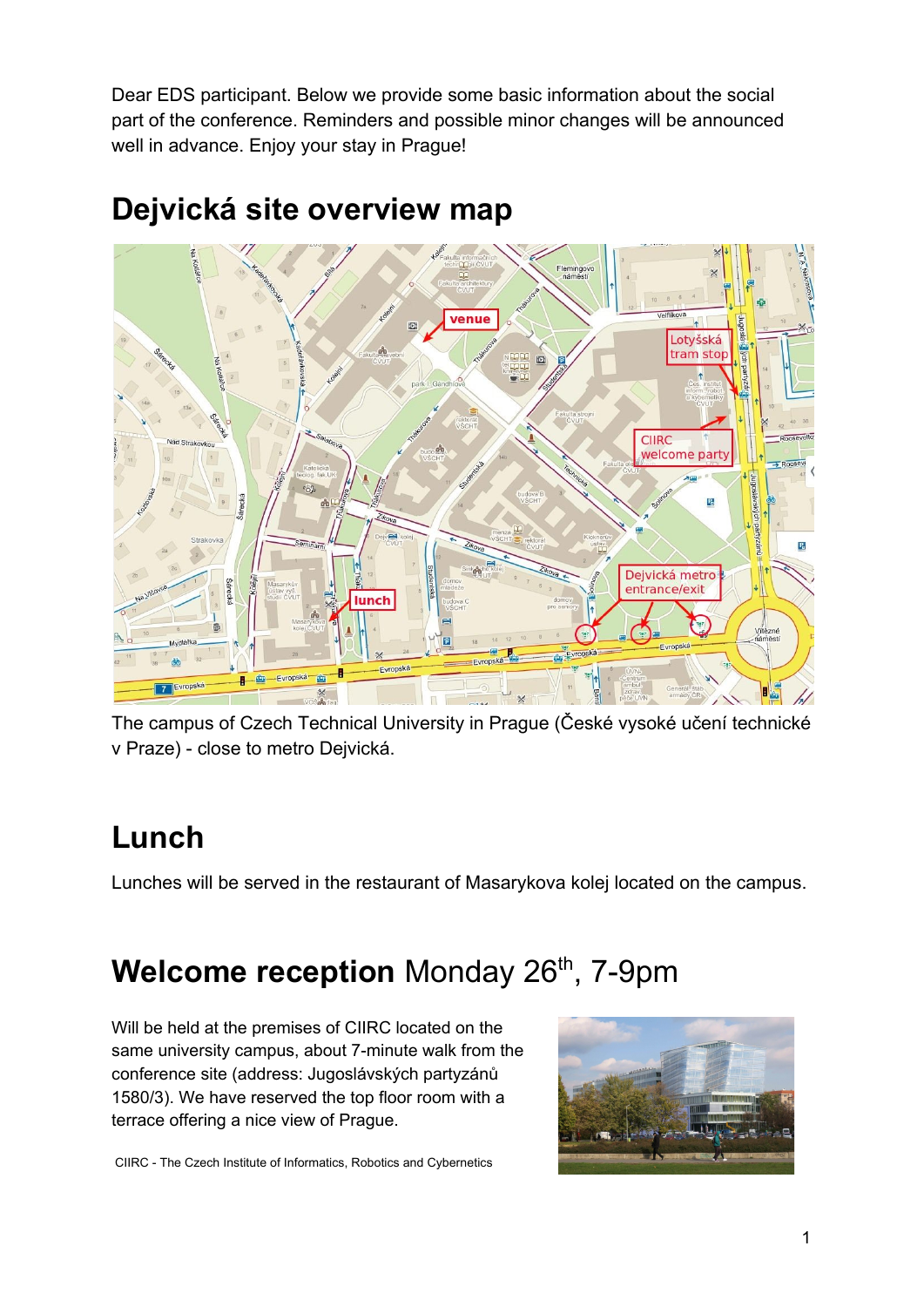Dear EDS participant. Below we provide some basic information about the social part of the conference. Reminders and possible minor changes will be announced well in advance. Enjoy your stay in Prague!

# Dejvická site overview map

The campus of Czech Technical University in Prague (České vysoké učení technické v Praze) - close to metro Dejvická.

# Lunch

Lunches will be served in the restaurant of Masarykova kolej located on the campus.

# **Welcome reception** Monday 26th, 7-9pm

Will be held at the premises of CIIRC located on the same university campus, about 7-minute walk from the conference site (address: Jugoslávských partyzánů 1580/3). We have reserved the top floor room with a terrace offering a nice view of Prague.

CIIRC - The Czech Institute of Informatics, Robotics and Cybernetics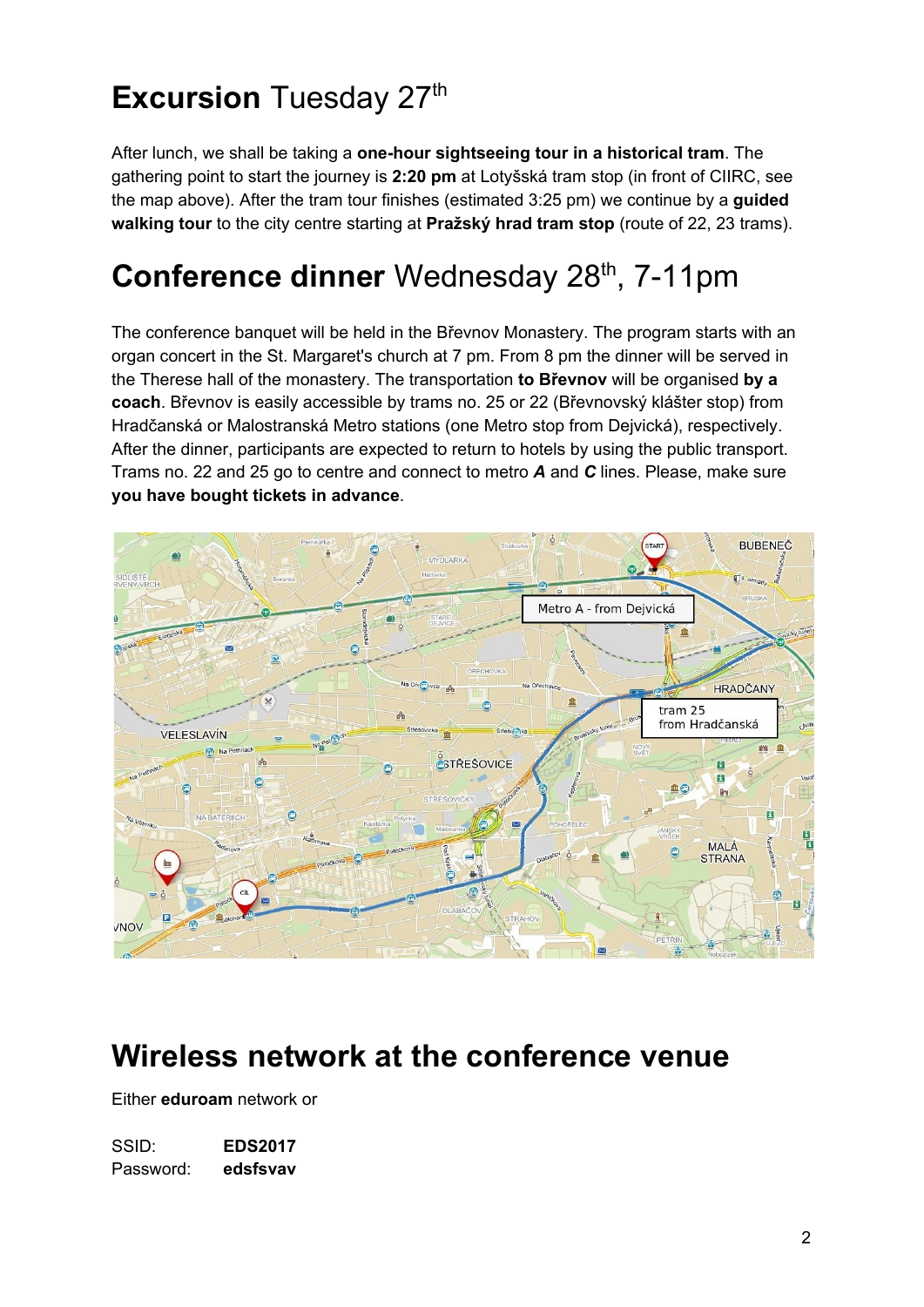# **Excursion** Tuesday 27th

After lunch, we shall be taking a **one-hour sightseeing tour in a historical tram**. The gathering point to start the journey is **2:20 pm** at Lotyšská tram stop (in front of CIIRC, see the map above). After the tram tour finishes (estimated 3:25 pm) we continue by a **guided walking tour** to the city centre starting at **Pražský hrad tram stop** (route of 22, 23 trams).

# **Conference dinner** Wednesday 28th, 7-11pm

The conference banquet will be held in the Břevnov Monastery. The program starts with an organ concert in the St. Margaret's church at 7 pm. From 8 pm the dinner will be served in the Therese hall of the monastery. The transportation **to Břevnov** will be organised **by a coach**. Břevnov is easily accessible by trams no. 25 or 22 (Břevnovský klášter stop) from Hradčanská or Malostranská Metro stations (one Metro stop from Dejvická), respectively. After the dinner, participants are expected to return to hotels by using the public transport. Trams no. 22 and 25 go to centre and connect to metro ***A*** and ***C*** lines. Please, make sure **you have bought tickets in advance**.

# **Wireless network at the conference venue**

Either **eduroam** network or

SSID: **EDS2017**
Password: **edsfsvav**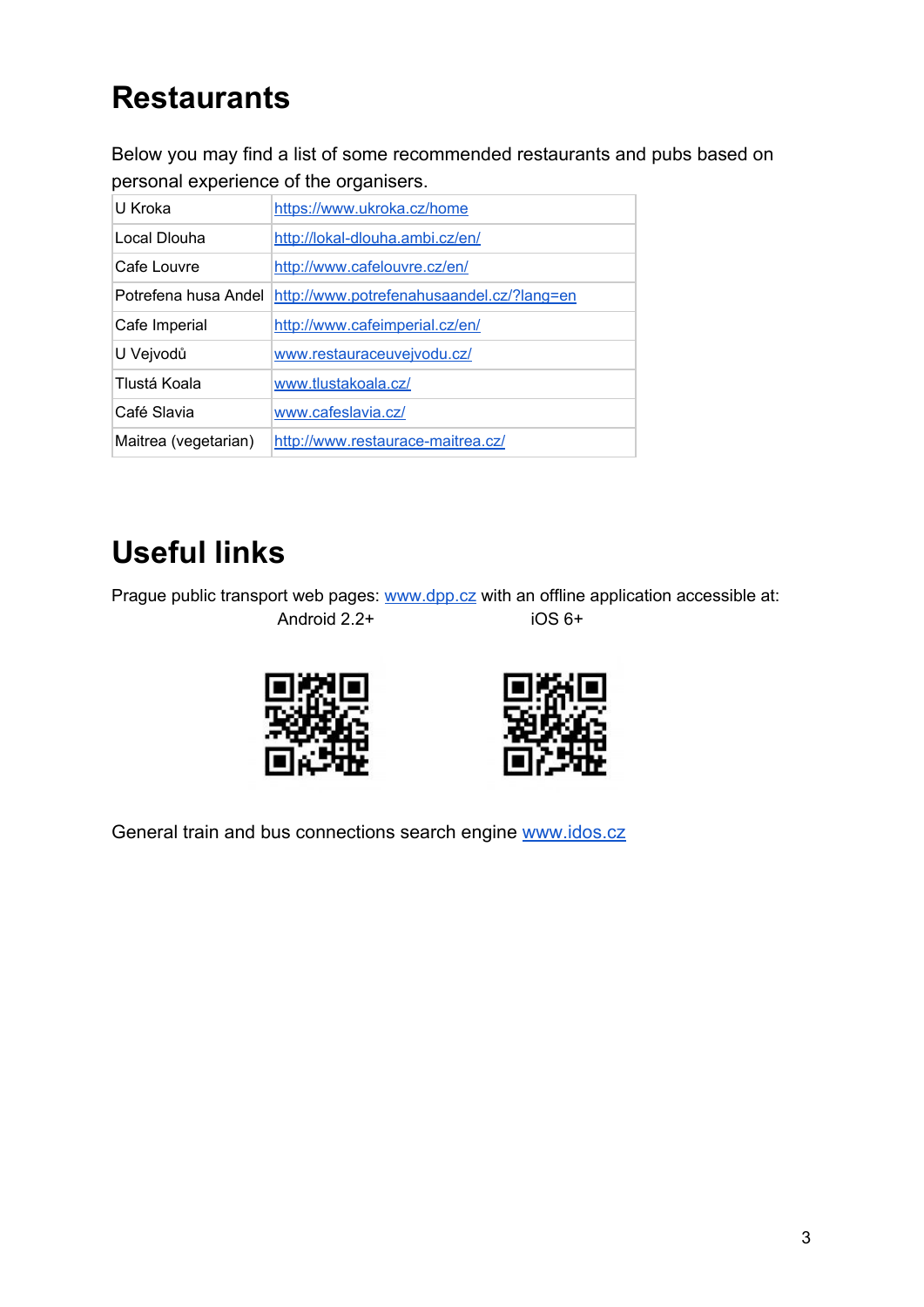# Restaurants

Below you may find a list of some recommended restaurants and pubs based on personal experience of the organisers.

| | |
|---|---|
| U Kroka | https://www.ukroka.cz/home |
| Local Dlouha | http://lokal-dlouha.ambi.cz/en/ |
| Cafe Louvre | http://www.cafelouvre.cz/en/ |
| Potrefena husa Andel | http://www.potrefenahusaandel.cz/?lang=en |
| Cafe Imperial | http://www.cafeimperial.cz/en/ |
| U Vejvodů | www.restauraceuvejvodu.cz/ |
| Tlustá Koala | www.tlustakoala.cz/ |
| Café Slavia | www.cafeslavia.cz/ |
| Maitrea (vegetarian) | http://www.restaurace-maitrea.cz/ |

# Useful links

Prague public transport web pages: www.dpp.cz with an offline application accessible at:

Android 2.2+

iOS 6+

General train and bus connections search engine www.idos.cz